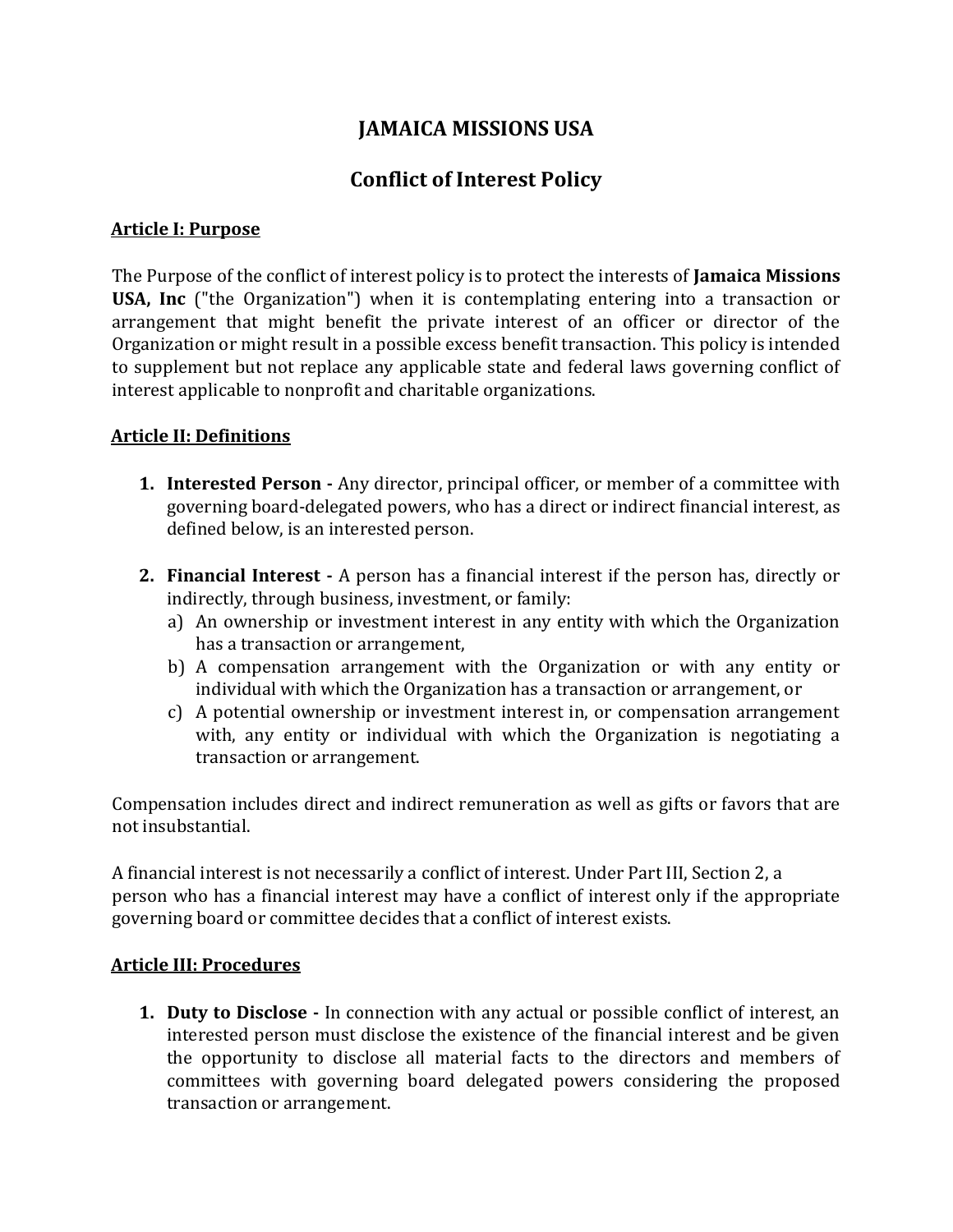# JAMAICA MISSIONS USA

## Conflict of Interest Policy

### Article I: Purpose

The Purpose of the conflict of interest policy is to protect the interests of **Jamaica Missions USA, Inc** ("the Organization") when it is contemplating entering into a transaction or arrangement that might benefit the private interest of an officer or director of the Organization or might result in a possible excess benefit transaction. This policy is intended to supplement but not replace any applicable state and federal laws governing conflict of interest applicable to nonprofit and charitable organizations.

### Article II: Definitions

1. **Interested Person -** Any director, principal officer, or member of a committee with governing board-delegated powers, who has a direct or indirect financial interest, as defined below, is an interested person.

2. **Financial Interest -** A person has a financial interest if the person has, directly or indirectly, through business, investment, or family:
   a) An ownership or investment interest in any entity with which the Organization has a transaction or arrangement,
   b) A compensation arrangement with the Organization or with any entity or individual with which the Organization has a transaction or arrangement, or
   c) A potential ownership or investment interest in, or compensation arrangement with, any entity or individual with which the Organization is negotiating a transaction or arrangement.

Compensation includes direct and indirect remuneration as well as gifts or favors that are not insubstantial.

A financial interest is not necessarily a conflict of interest. Under Part III, Section 2, a person who has a financial interest may have a conflict of interest only if the appropriate governing board or committee decides that a conflict of interest exists.

### Article III: Procedures

1. **Duty to Disclose -** In connection with any actual or possible conflict of interest, an interested person must disclose the existence of the financial interest and be given the opportunity to disclose all material facts to the directors and members of committees with governing board delegated powers considering the proposed transaction or arrangement.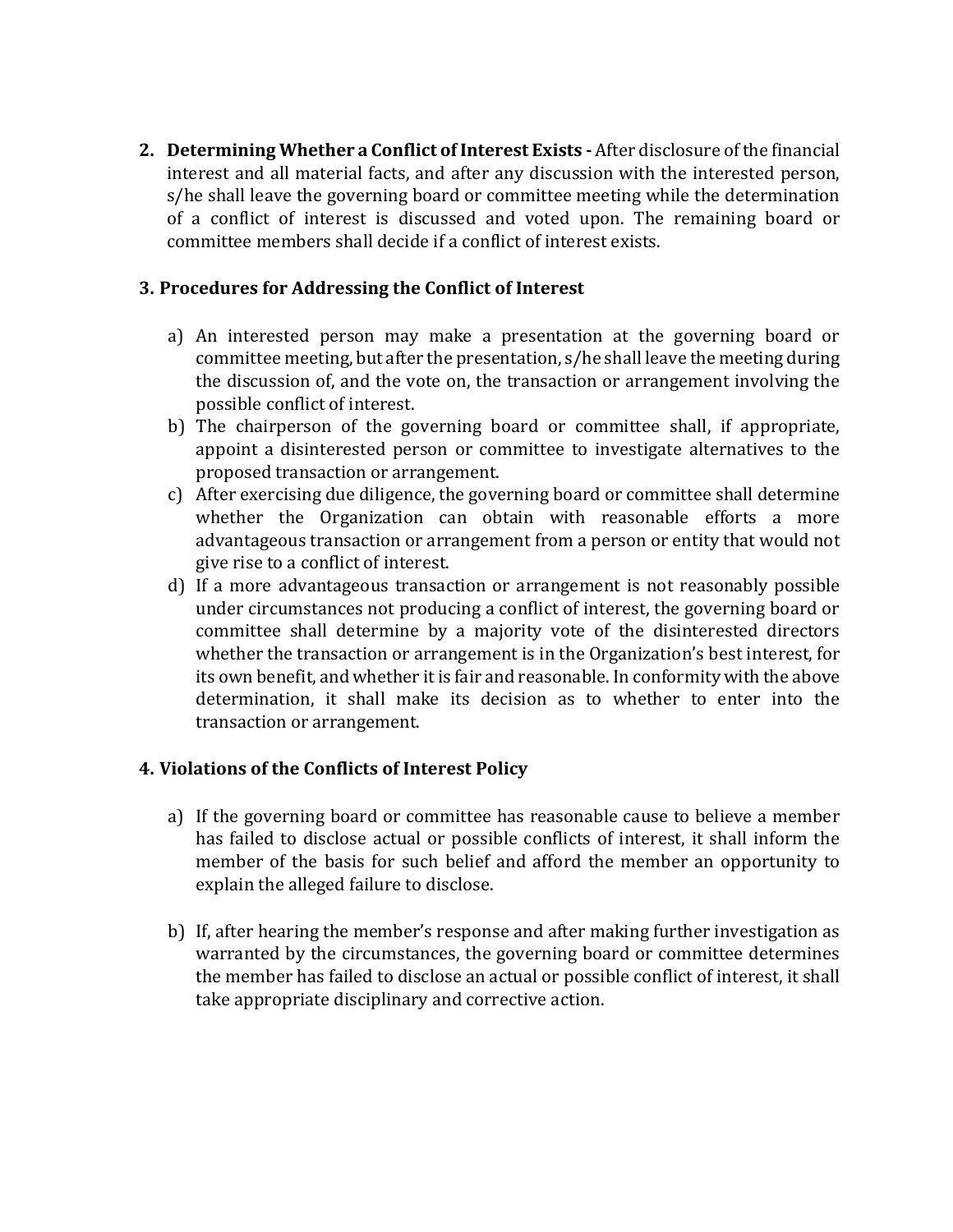2. **Determining Whether a Conflict of Interest Exists -** After disclosure of the financial interest and all material facts, and after any discussion with the interested person, s/he shall leave the governing board or committee meeting while the determination of a conflict of interest is discussed and voted upon. The remaining board or committee members shall decide if a conflict of interest exists.

### 3. Procedures for Addressing the Conflict of Interest

a) An interested person may make a presentation at the governing board or committee meeting, but after the presentation, s/he shall leave the meeting during the discussion of, and the vote on, the transaction or arrangement involving the possible conflict of interest.

b) The chairperson of the governing board or committee shall, if appropriate, appoint a disinterested person or committee to investigate alternatives to the proposed transaction or arrangement.

c) After exercising due diligence, the governing board or committee shall determine whether the Organization can obtain with reasonable efforts a more advantageous transaction or arrangement from a person or entity that would not give rise to a conflict of interest.

d) If a more advantageous transaction or arrangement is not reasonably possible under circumstances not producing a conflict of interest, the governing board or committee shall determine by a majority vote of the disinterested directors whether the transaction or arrangement is in the Organization's best interest, for its own benefit, and whether it is fair and reasonable. In conformity with the above determination, it shall make its decision as to whether to enter into the transaction or arrangement.

### 4. Violations of the Conflicts of Interest Policy

a) If the governing board or committee has reasonable cause to believe a member has failed to disclose actual or possible conflicts of interest, it shall inform the member of the basis for such belief and afford the member an opportunity to explain the alleged failure to disclose.

b) If, after hearing the member's response and after making further investigation as warranted by the circumstances, the governing board or committee determines the member has failed to disclose an actual or possible conflict of interest, it shall take appropriate disciplinary and corrective action.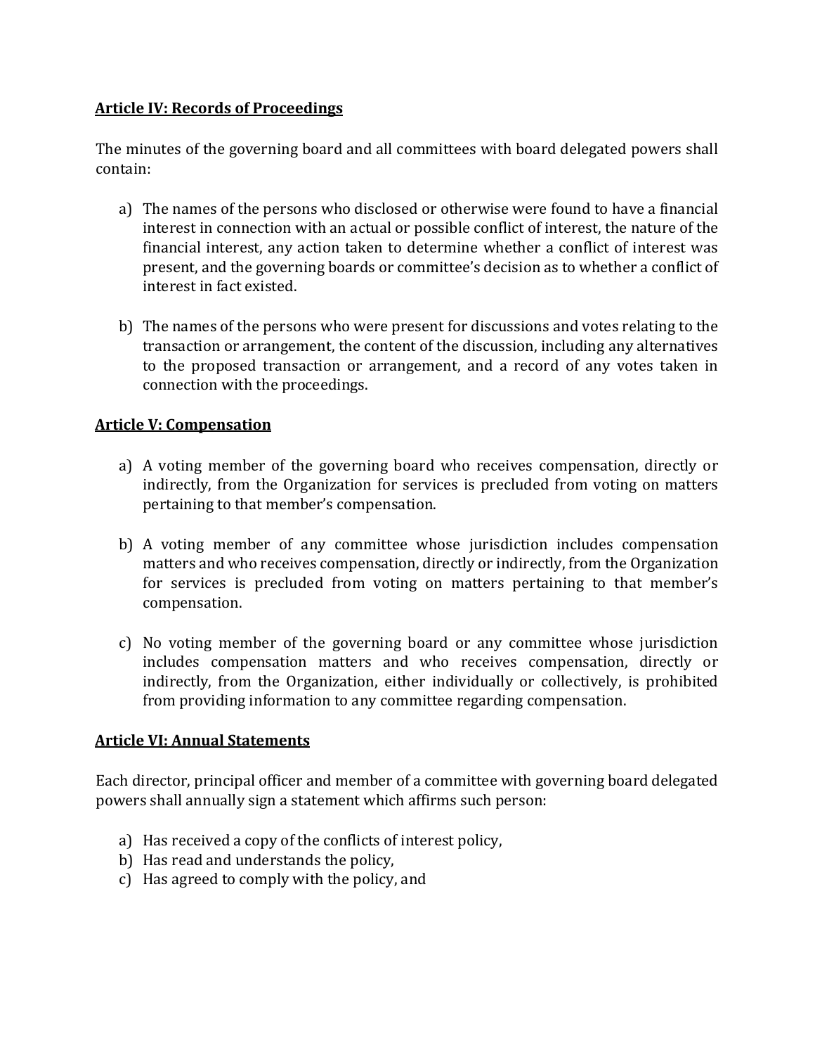**Article IV: Records of Proceedings**

The minutes of the governing board and all committees with board delegated powers shall contain:

a) The names of the persons who disclosed or otherwise were found to have a financial interest in connection with an actual or possible conflict of interest, the nature of the financial interest, any action taken to determine whether a conflict of interest was present, and the governing boards or committee's decision as to whether a conflict of interest in fact existed.

b) The names of the persons who were present for discussions and votes relating to the transaction or arrangement, the content of the discussion, including any alternatives to the proposed transaction or arrangement, and a record of any votes taken in connection with the proceedings.

**Article V: Compensation**

a) A voting member of the governing board who receives compensation, directly or indirectly, from the Organization for services is precluded from voting on matters pertaining to that member's compensation.

b) A voting member of any committee whose jurisdiction includes compensation matters and who receives compensation, directly or indirectly, from the Organization for services is precluded from voting on matters pertaining to that member's compensation.

c) No voting member of the governing board or any committee whose jurisdiction includes compensation matters and who receives compensation, directly or indirectly, from the Organization, either individually or collectively, is prohibited from providing information to any committee regarding compensation.

**Article VI: Annual Statements**

Each director, principal officer and member of a committee with governing board delegated powers shall annually sign a statement which affirms such person:

a) Has received a copy of the conflicts of interest policy,
b) Has read and understands the policy,
c) Has agreed to comply with the policy, and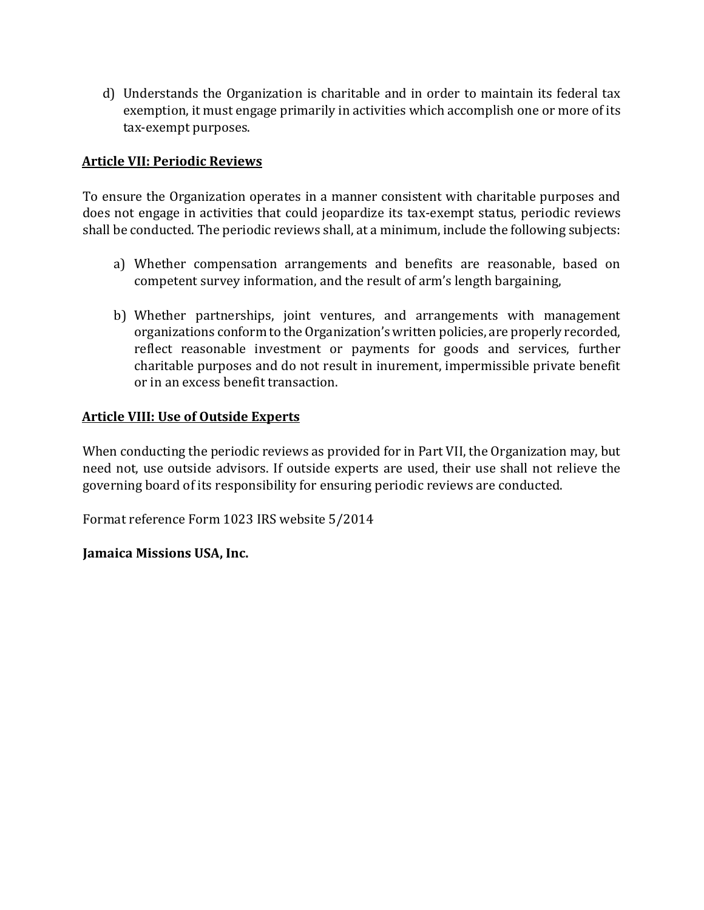d) Understands the Organization is charitable and in order to maintain its federal tax exemption, it must engage primarily in activities which accomplish one or more of its tax-exempt purposes.

## Article VII: Periodic Reviews

To ensure the Organization operates in a manner consistent with charitable purposes and does not engage in activities that could jeopardize its tax-exempt status, periodic reviews shall be conducted. The periodic reviews shall, at a minimum, include the following subjects:

a) Whether compensation arrangements and benefits are reasonable, based on competent survey information, and the result of arm's length bargaining,

b) Whether partnerships, joint ventures, and arrangements with management organizations conform to the Organization's written policies, are properly recorded, reflect reasonable investment or payments for goods and services, further charitable purposes and do not result in inurement, impermissible private benefit or in an excess benefit transaction.

## Article VIII: Use of Outside Experts

When conducting the periodic reviews as provided for in Part VII, the Organization may, but need not, use outside advisors. If outside experts are used, their use shall not relieve the governing board of its responsibility for ensuring periodic reviews are conducted.

Format reference Form 1023 IRS website 5/2014

**Jamaica Missions USA, Inc.**